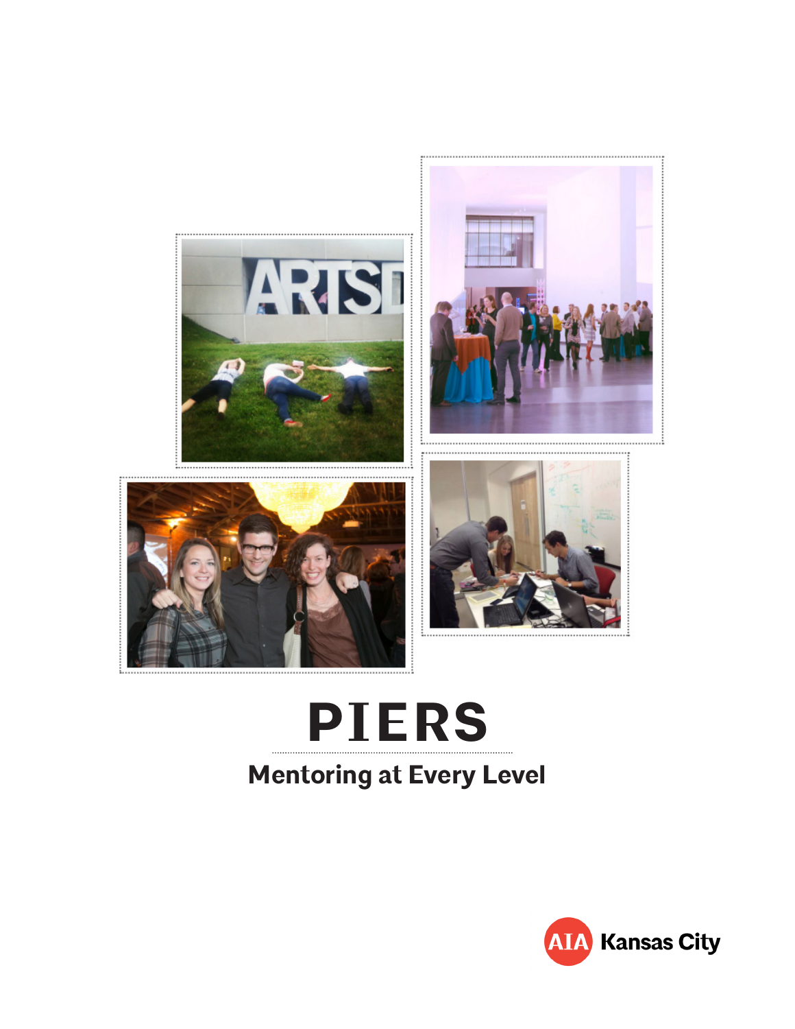# PIERS

## Mentoring at Every Level

AIA Kansas City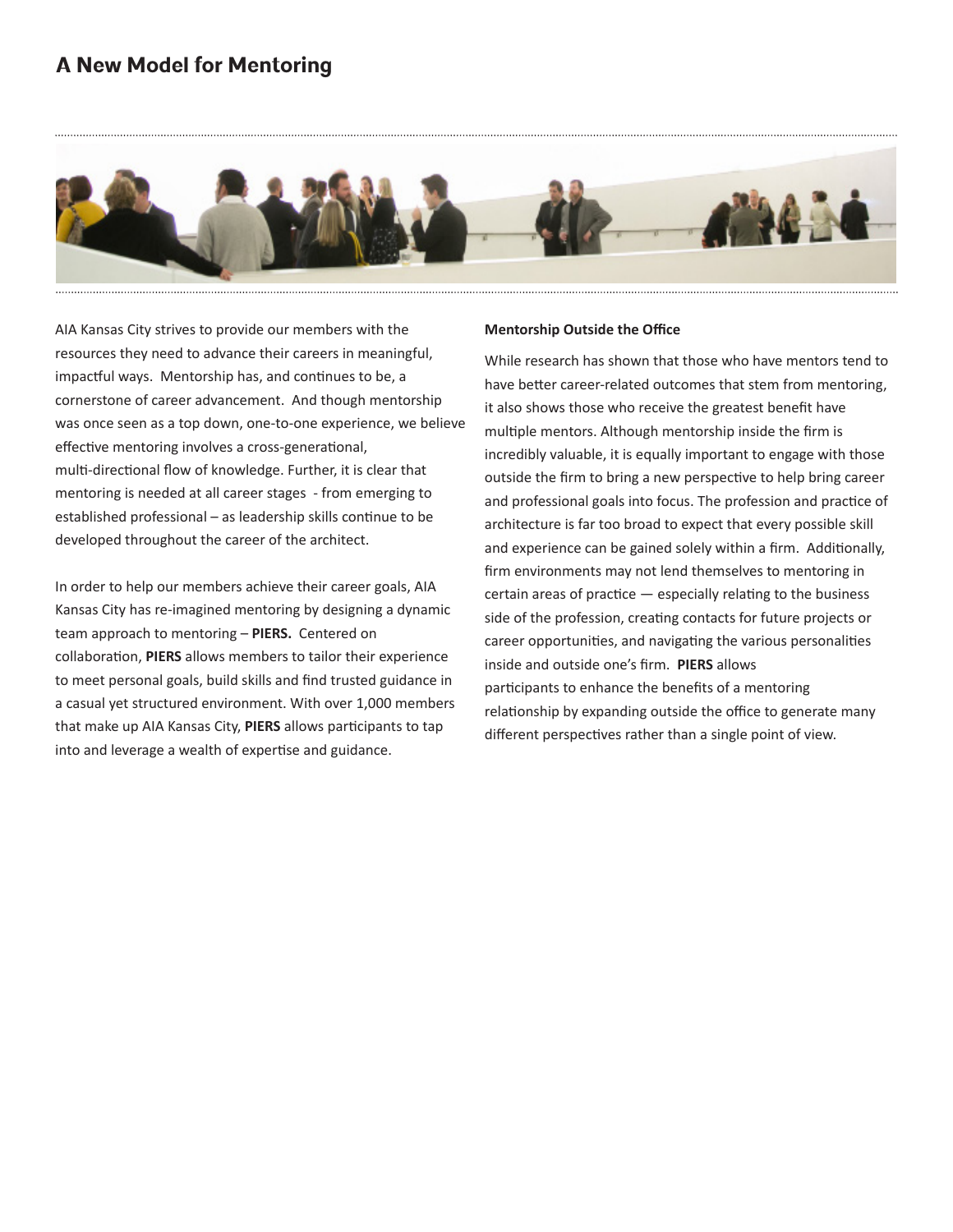# A New Model for Mentoring

AIA Kansas City strives to provide our members with the resources they need to advance their careers in meaningful, impactful ways. Mentorship has, and continues to be, a cornerstone of career advancement. And though mentorship was once seen as a top down, one-to-one experience, we believe effective mentoring involves a cross-generational, multi-directional flow of knowledge. Further, it is clear that mentoring is needed at all career stages - from emerging to established professional – as leadership skills continue to be developed throughout the career of the architect.

In order to help our members achieve their career goals, AIA Kansas City has re-imagined mentoring by designing a dynamic team approach to mentoring – **PIERS.** Centered on collaboration, **PIERS** allows members to tailor their experience to meet personal goals, build skills and find trusted guidance in a casual yet structured environment. With over 1,000 members that make up AIA Kansas City, **PIERS** allows participants to tap into and leverage a wealth of expertise and guidance.

**Mentorship Outside the Office**

While research has shown that those who have mentors tend to have better career-related outcomes that stem from mentoring, it also shows those who receive the greatest benefit have multiple mentors. Although mentorship inside the firm is incredibly valuable, it is equally important to engage with those outside the firm to bring a new perspective to help bring career and professional goals into focus. The profession and practice of architecture is far too broad to expect that every possible skill and experience can be gained solely within a firm. Additionally, firm environments may not lend themselves to mentoring in certain areas of practice — especially relating to the business side of the profession, creating contacts for future projects or career opportunities, and navigating the various personalities inside and outside one's firm. **PIERS** allows participants to enhance the benefits of a mentoring relationship by expanding outside the office to generate many different perspectives rather than a single point of view.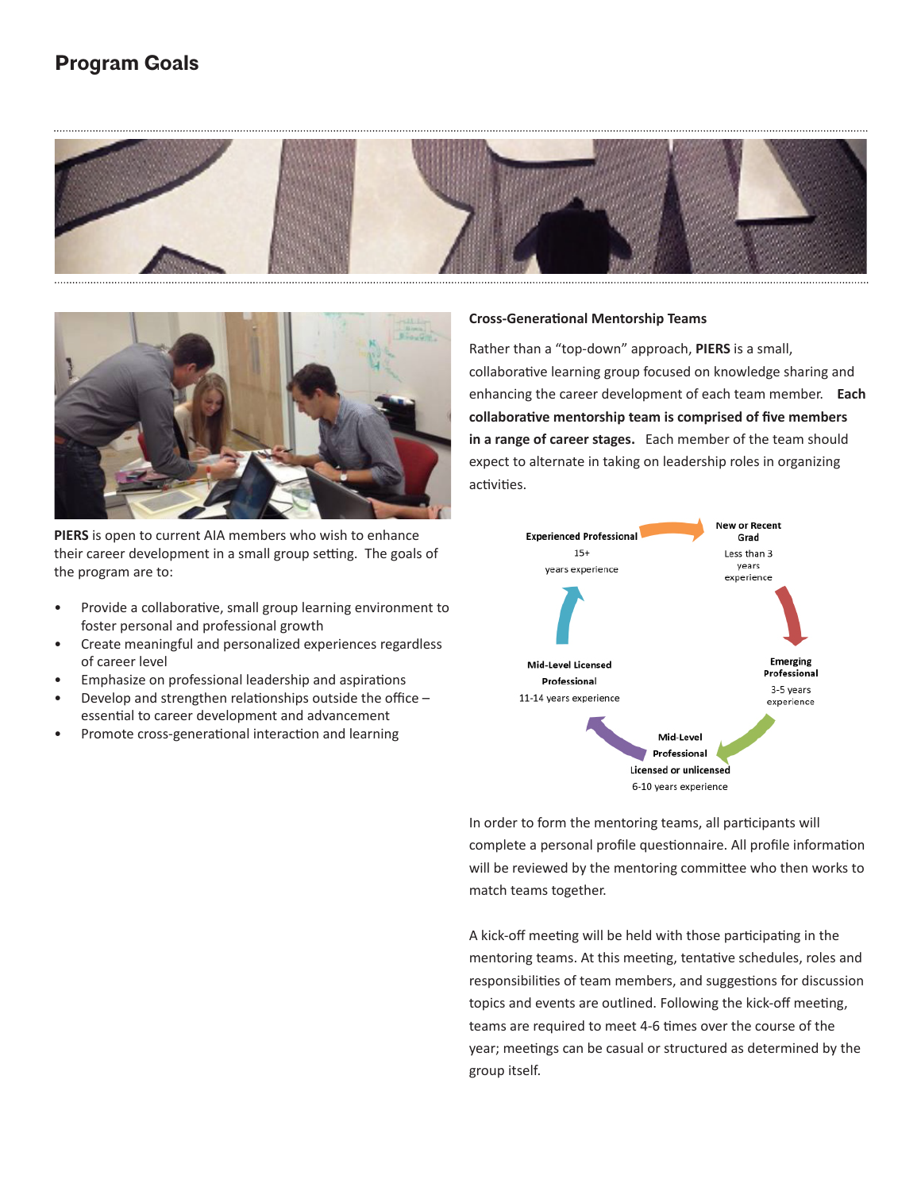## Program Goals

**PIERS** is open to current AIA members who wish to enhance their career development in a small group setting. The goals of the program are to:

- Provide a collaborative, small group learning environment to foster personal and professional growth
- Create meaningful and personalized experiences regardless of career level
- Emphasize on professional leadership and aspirations
- Develop and strengthen relationships outside the office – essential to career development and advancement
- Promote cross-generational interaction and learning

### Cross-Generational Mentorship Teams

Rather than a "top-down" approach, **PIERS** is a small, collaborative learning group focused on knowledge sharing and enhancing the career development of each team member. **Each collaborative mentorship team is comprised of five members in a range of career stages.** Each member of the team should expect to alternate in taking on leadership roles in organizing activities.

**Experienced Professional** 15+ years experience → **New or Recent Grad** Less than 3 years experience → **Emerging Professional** 3-5 years experience → **Mid-Level Professional** Licensed or unlicensed 6-10 years experience → **Mid-Level Licensed Professional** 11-14 years experience → **Experienced Professional**

In order to form the mentoring teams, all participants will complete a personal profile questionnaire. All profile information will be reviewed by the mentoring committee who then works to match teams together.

A kick-off meeting will be held with those participating in the mentoring teams. At this meeting, tentative schedules, roles and responsibilities of team members, and suggestions for discussion topics and events are outlined. Following the kick-off meeting, teams are required to meet 4-6 times over the course of the year; meetings can be casual or structured as determined by the group itself.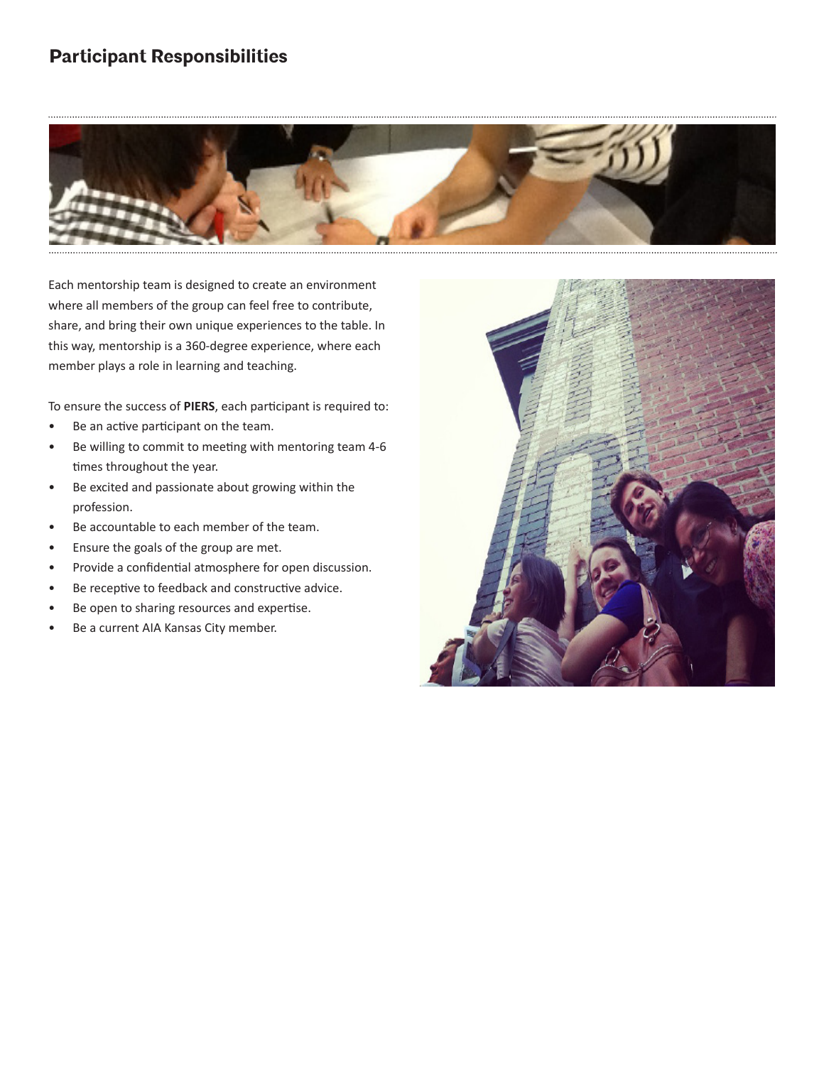## Participant Responsibilities

Each mentorship team is designed to create an environment where all members of the group can feel free to contribute, share, and bring their own unique experiences to the table. In this way, mentorship is a 360-degree experience, where each member plays a role in learning and teaching.

To ensure the success of **PIERS**, each participant is required to:

- Be an active participant on the team.
- Be willing to commit to meeting with mentoring team 4-6 times throughout the year.
- Be excited and passionate about growing within the profession.
- Be accountable to each member of the team.
- Ensure the goals of the group are met.
- Provide a confidential atmosphere for open discussion.
- Be receptive to feedback and constructive advice.
- Be open to sharing resources and expertise.
- Be a current AIA Kansas City member.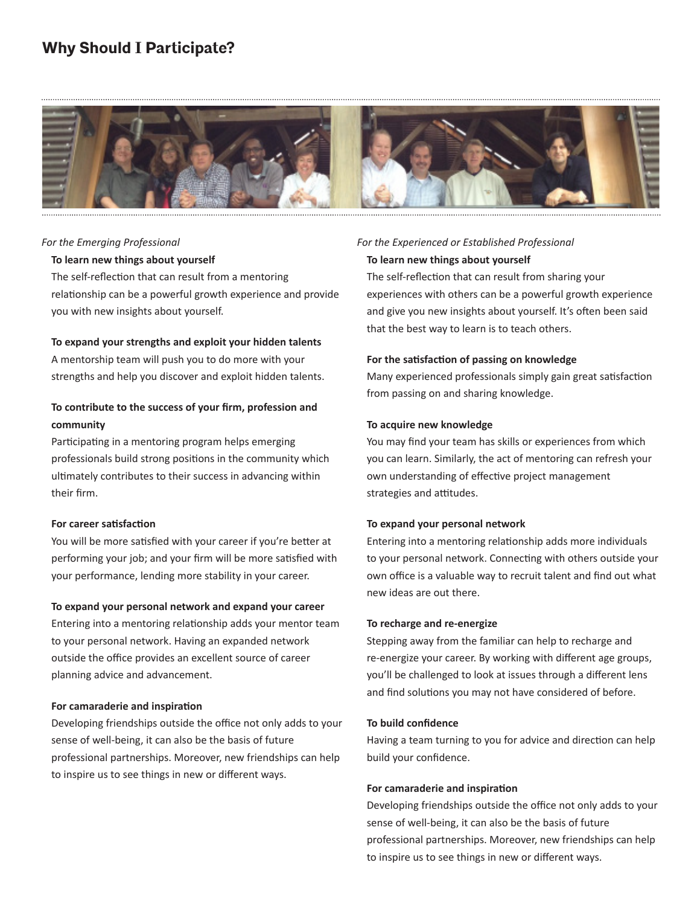## Why Should I Participate?

*For the Emerging Professional*

**To learn new things about yourself**

The self-reflection that can result from a mentoring relationship can be a powerful growth experience and provide you with new insights about yourself.

**To expand your strengths and exploit your hidden talents**

A mentorship team will push you to do more with your strengths and help you discover and exploit hidden talents.

**To contribute to the success of your firm, profession and community**

Participating in a mentoring program helps emerging professionals build strong positions in the community which ultimately contributes to their success in advancing within their firm.

**For career satisfaction**

You will be more satisfied with your career if you're better at performing your job; and your firm will be more satisfied with your performance, lending more stability in your career.

**To expand your personal network and expand your career**

Entering into a mentoring relationship adds your mentor team to your personal network. Having an expanded network outside the office provides an excellent source of career planning advice and advancement.

**For camaraderie and inspiration**

Developing friendships outside the office not only adds to your sense of well-being, it can also be the basis of future professional partnerships. Moreover, new friendships can help to inspire us to see things in new or different ways.

*For the Experienced or Established Professional*

**To learn new things about yourself**

The self-reflection that can result from sharing your experiences with others can be a powerful growth experience and give you new insights about yourself. It's often been said that the best way to learn is to teach others.

**For the satisfaction of passing on knowledge**

Many experienced professionals simply gain great satisfaction from passing on and sharing knowledge.

**To acquire new knowledge**

You may find your team has skills or experiences from which you can learn. Similarly, the act of mentoring can refresh your own understanding of effective project management strategies and attitudes.

**To expand your personal network**

Entering into a mentoring relationship adds more individuals to your personal network. Connecting with others outside your own office is a valuable way to recruit talent and find out what new ideas are out there.

**To recharge and re-energize**

Stepping away from the familiar can help to recharge and re-energize your career. By working with different age groups, you'll be challenged to look at issues through a different lens and find solutions you may not have considered of before.

**To build confidence**

Having a team turning to you for advice and direction can help build your confidence.

**For camaraderie and inspiration**

Developing friendships outside the office not only adds to your sense of well-being, it can also be the basis of future professional partnerships. Moreover, new friendships can help to inspire us to see things in new or different ways.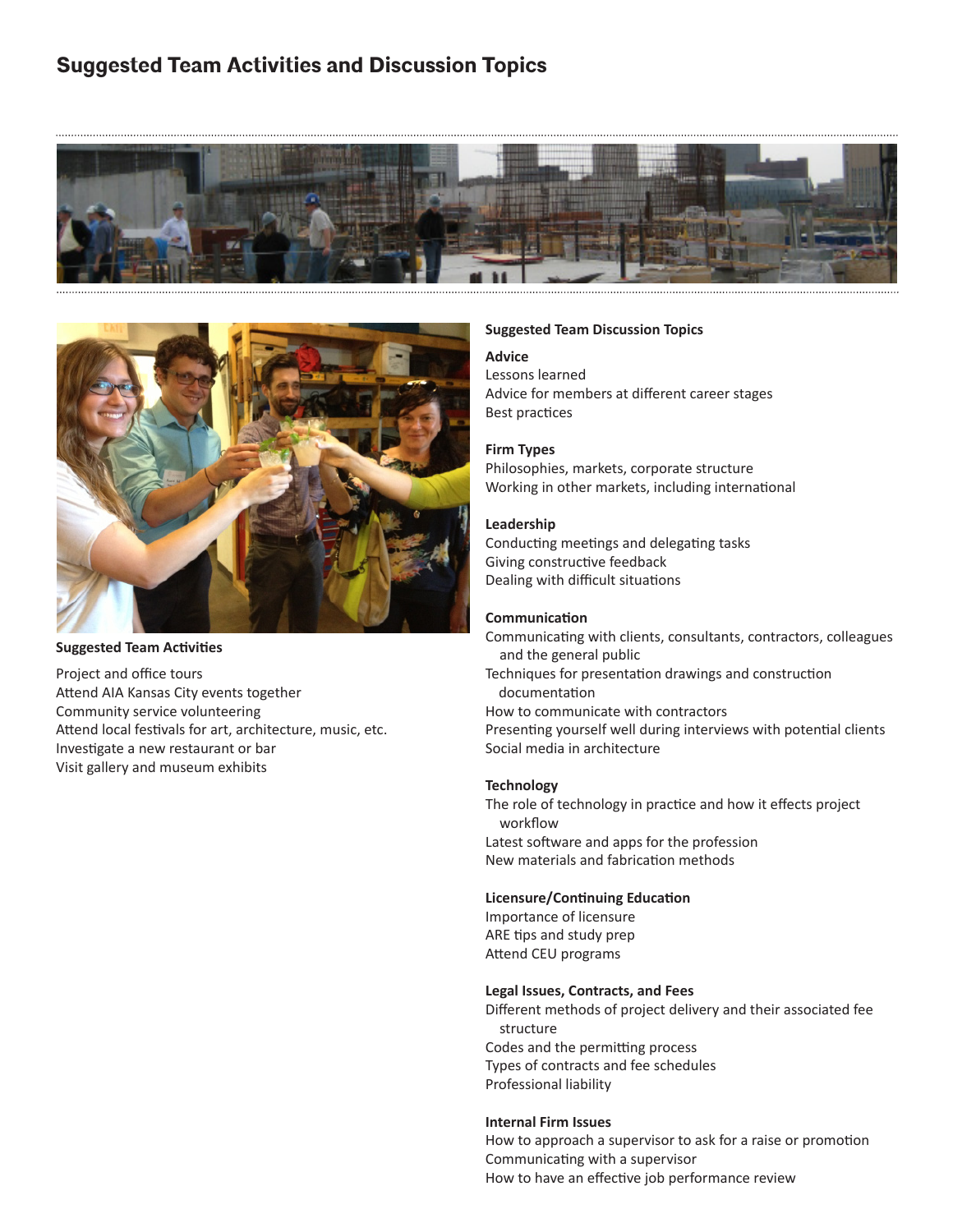# Suggested Team Activities and Discussion Topics

### Suggested Team Activities

Project and office tours
Attend AIA Kansas City events together
Community service volunteering
Attend local festivals for art, architecture, music, etc.
Investigate a new restaurant or bar
Visit gallery and museum exhibits

### Suggested Team Discussion Topics

**Advice**
Lessons learned
Advice for members at different career stages
Best practices

**Firm Types**
Philosophies, markets, corporate structure
Working in other markets, including international

**Leadership**
Conducting meetings and delegating tasks
Giving constructive feedback
Dealing with difficult situations

**Communication**
Communicating with clients, consultants, contractors, colleagues and the general public
Techniques for presentation drawings and construction documentation
How to communicate with contractors
Presenting yourself well during interviews with potential clients
Social media in architecture

**Technology**
The role of technology in practice and how it effects project workflow
Latest software and apps for the profession
New materials and fabrication methods

**Licensure/Continuing Education**
Importance of licensure
ARE tips and study prep
Attend CEU programs

**Legal Issues, Contracts, and Fees**
Different methods of project delivery and their associated fee structure
Codes and the permitting process
Types of contracts and fee schedules
Professional liability

**Internal Firm Issues**
How to approach a supervisor to ask for a raise or promotion
Communicating with a supervisor
How to have an effective job performance review